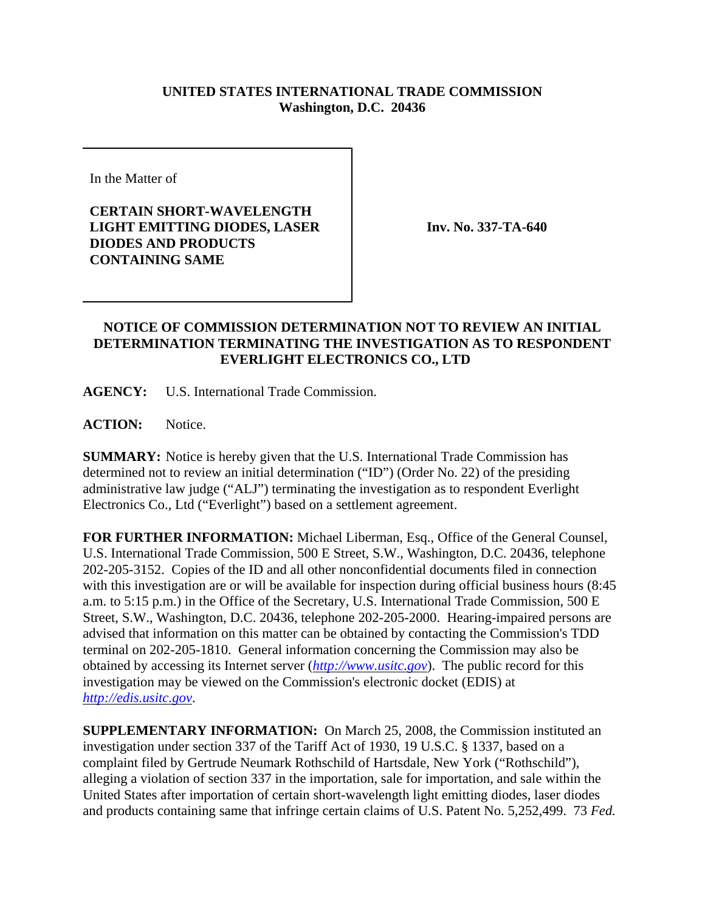**UNITED STATES INTERNATIONAL TRADE COMMISSION**
**Washington, D.C. 20436**

| In the Matter of<br><br>**CERTAIN SHORT-WAVELENGTH LIGHT EMITTING DIODES, LASER DIODES AND PRODUCTS CONTAINING SAME** | **Inv. No. 337-TA-640** |
|---|---|

**NOTICE OF COMMISSION DETERMINATION NOT TO REVIEW AN INITIAL DETERMINATION TERMINATING THE INVESTIGATION AS TO RESPONDENT EVERLIGHT ELECTRONICS CO., LTD**

**AGENCY:** U.S. International Trade Commission.

**ACTION:** Notice.

**SUMMARY:** Notice is hereby given that the U.S. International Trade Commission has determined not to review an initial determination ("ID") (Order No. 22) of the presiding administrative law judge ("ALJ") terminating the investigation as to respondent Everlight Electronics Co., Ltd ("Everlight") based on a settlement agreement.

**FOR FURTHER INFORMATION:** Michael Liberman, Esq., Office of the General Counsel, U.S. International Trade Commission, 500 E Street, S.W., Washington, D.C. 20436, telephone 202-205-3152. Copies of the ID and all other nonconfidential documents filed in connection with this investigation are or will be available for inspection during official business hours (8:45 a.m. to 5:15 p.m.) in the Office of the Secretary, U.S. International Trade Commission, 500 E Street, S.W., Washington, D.C. 20436, telephone 202-205-2000. Hearing-impaired persons are advised that information on this matter can be obtained by contacting the Commission's TDD terminal on 202-205-1810. General information concerning the Commission may also be obtained by accessing its Internet server (*http://www.usitc.gov*). The public record for this investigation may be viewed on the Commission's electronic docket (EDIS) at *http://edis.usitc.gov*.

**SUPPLEMENTARY INFORMATION:** On March 25, 2008, the Commission instituted an investigation under section 337 of the Tariff Act of 1930, 19 U.S.C. § 1337, based on a complaint filed by Gertrude Neumark Rothschild of Hartsdale, New York ("Rothschild"), alleging a violation of section 337 in the importation, sale for importation, and sale within the United States after importation of certain short-wavelength light emitting diodes, laser diodes and products containing same that infringe certain claims of U.S. Patent No. 5,252,499. 73 *Fed.*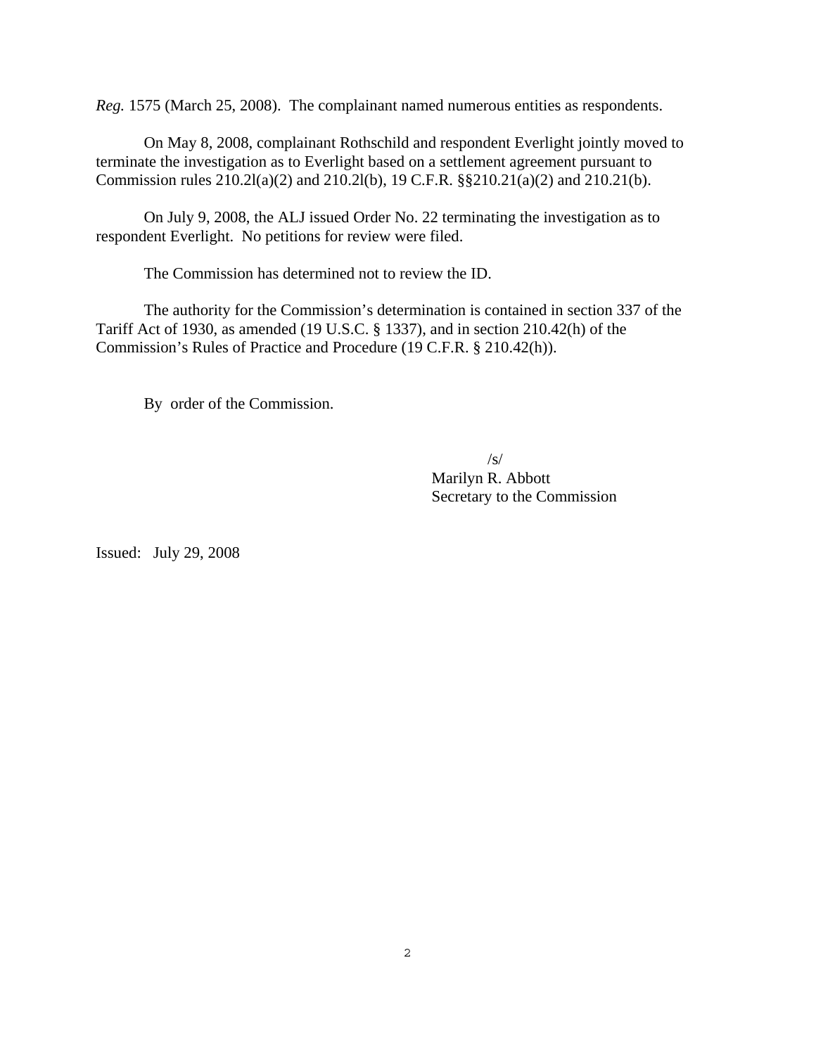*Reg.* 1575 (March 25, 2008). The complainant named numerous entities as respondents.

On May 8, 2008, complainant Rothschild and respondent Everlight jointly moved to terminate the investigation as to Everlight based on a settlement agreement pursuant to Commission rules 210.2l(a)(2) and 210.2l(b), 19 C.F.R. §§210.21(a)(2) and 210.21(b).

On July 9, 2008, the ALJ issued Order No. 22 terminating the investigation as to respondent Everlight. No petitions for review were filed.

The Commission has determined not to review the ID.

The authority for the Commission's determination is contained in section 337 of the Tariff Act of 1930, as amended (19 U.S.C. § 1337), and in section 210.42(h) of the Commission's Rules of Practice and Procedure (19 C.F.R. § 210.42(h)).

By order of the Commission.

/s/
Marilyn R. Abbott
Secretary to the Commission

Issued: July 29, 2008